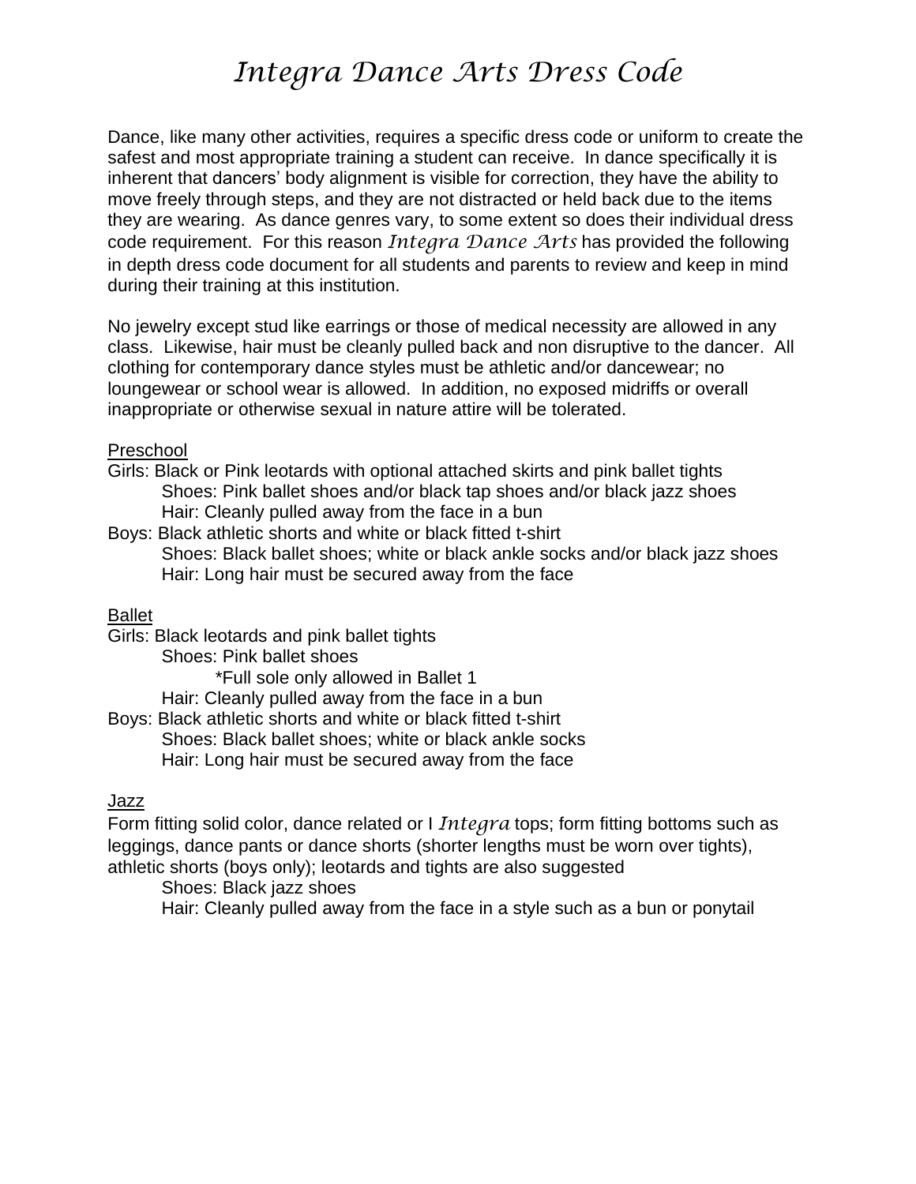# *Integra Dance Arts Dress Code*

Dance, like many other activities, requires a specific dress code or uniform to create the safest and most appropriate training a student can receive. In dance specifically it is inherent that dancers' body alignment is visible for correction, they have the ability to move freely through steps, and they are not distracted or held back due to the items they are wearing. As dance genres vary, to some extent so does their individual dress code requirement. For this reason *Integra Dance Arts* has provided the following in depth dress code document for all students and parents to review and keep in mind during their training at this institution.

No jewelry except stud like earrings or those of medical necessity are allowed in any class. Likewise, hair must be cleanly pulled back and non disruptive to the dancer. All clothing for contemporary dance styles must be athletic and/or dancewear; no loungewear or school wear is allowed. In addition, no exposed midriffs or overall inappropriate or otherwise sexual in nature attire will be tolerated.

<u>Preschool</u>

Girls: Black or Pink leotards with optional attached skirts and pink ballet tights
- Shoes: Pink ballet shoes and/or black tap shoes and/or black jazz shoes
- Hair: Cleanly pulled away from the face in a bun

Boys: Black athletic shorts and white or black fitted t-shirt
- Shoes: Black ballet shoes; white or black ankle socks and/or black jazz shoes
- Hair: Long hair must be secured away from the face

<u>Ballet</u>

Girls: Black leotards and pink ballet tights
- Shoes: Pink ballet shoes
  - *Full sole only allowed in Ballet 1
- Hair: Cleanly pulled away from the face in a bun

Boys: Black athletic shorts and white or black fitted t-shirt
- Shoes: Black ballet shoes; white or black ankle socks
- Hair: Long hair must be secured away from the face

<u>Jazz</u>

Form fitting solid color, dance related or I *Integra* tops; form fitting bottoms such as leggings, dance pants or dance shorts (shorter lengths must be worn over tights), athletic shorts (boys only); leotards and tights are also suggested
- Shoes: Black jazz shoes
- Hair: Cleanly pulled away from the face in a style such as a bun or ponytail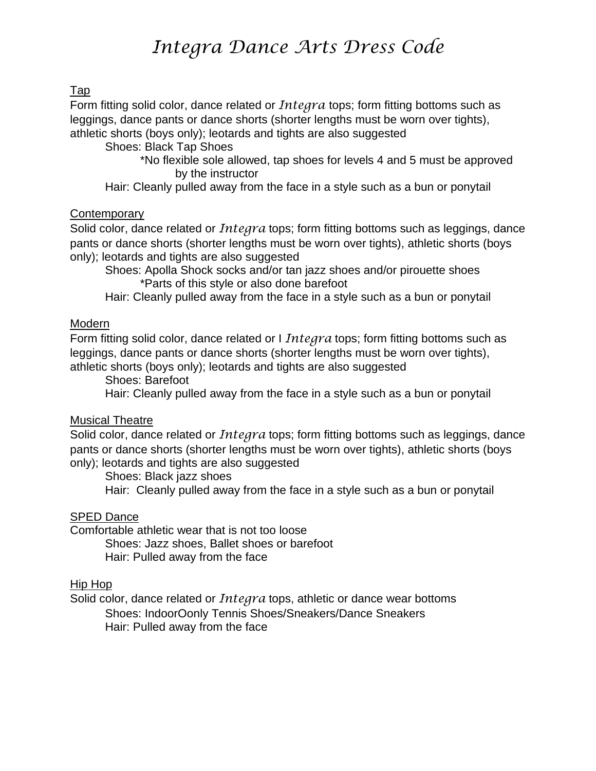# *Integra Dance Arts Dress Code*

Tap

Form fitting solid color, dance related or *Integra* tops; form fitting bottoms such as leggings, dance pants or dance shorts (shorter lengths must be worn over tights), athletic shorts (boys only); leotards and tights are also suggested

Shoes: Black Tap Shoes

*No flexible sole allowed, tap shoes for levels 4 and 5 must be approved by the instructor

Hair: Cleanly pulled away from the face in a style such as a bun or ponytail

Contemporary

Solid color, dance related or *Integra* tops; form fitting bottoms such as leggings, dance pants or dance shorts (shorter lengths must be worn over tights), athletic shorts (boys only); leotards and tights are also suggested

Shoes: Apolla Shock socks and/or tan jazz shoes and/or pirouette shoes

*Parts of this style or also done barefoot

Hair: Cleanly pulled away from the face in a style such as a bun or ponytail

Modern

Form fitting solid color, dance related or I *Integra* tops; form fitting bottoms such as leggings, dance pants or dance shorts (shorter lengths must be worn over tights), athletic shorts (boys only); leotards and tights are also suggested

Shoes: Barefoot

Hair: Cleanly pulled away from the face in a style such as a bun or ponytail

Musical Theatre

Solid color, dance related or *Integra* tops; form fitting bottoms such as leggings, dance pants or dance shorts (shorter lengths must be worn over tights), athletic shorts (boys only); leotards and tights are also suggested

Shoes: Black jazz shoes

Hair: Cleanly pulled away from the face in a style such as a bun or ponytail

SPED Dance

Comfortable athletic wear that is not too loose

Shoes: Jazz shoes, Ballet shoes or barefoot

Hair: Pulled away from the face

Hip Hop

Solid color, dance related or *Integra* tops, athletic or dance wear bottoms

Shoes: IndoorOonly Tennis Shoes/Sneakers/Dance Sneakers

Hair: Pulled away from the face